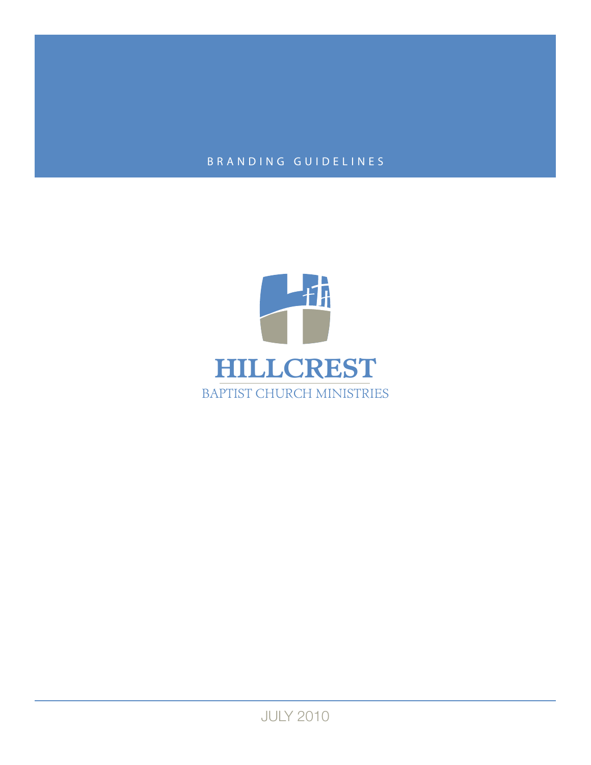BRANDING GUIDELINES

# HILLCREST

BAPTIST CHURCH MINISTRIES

JULY 2010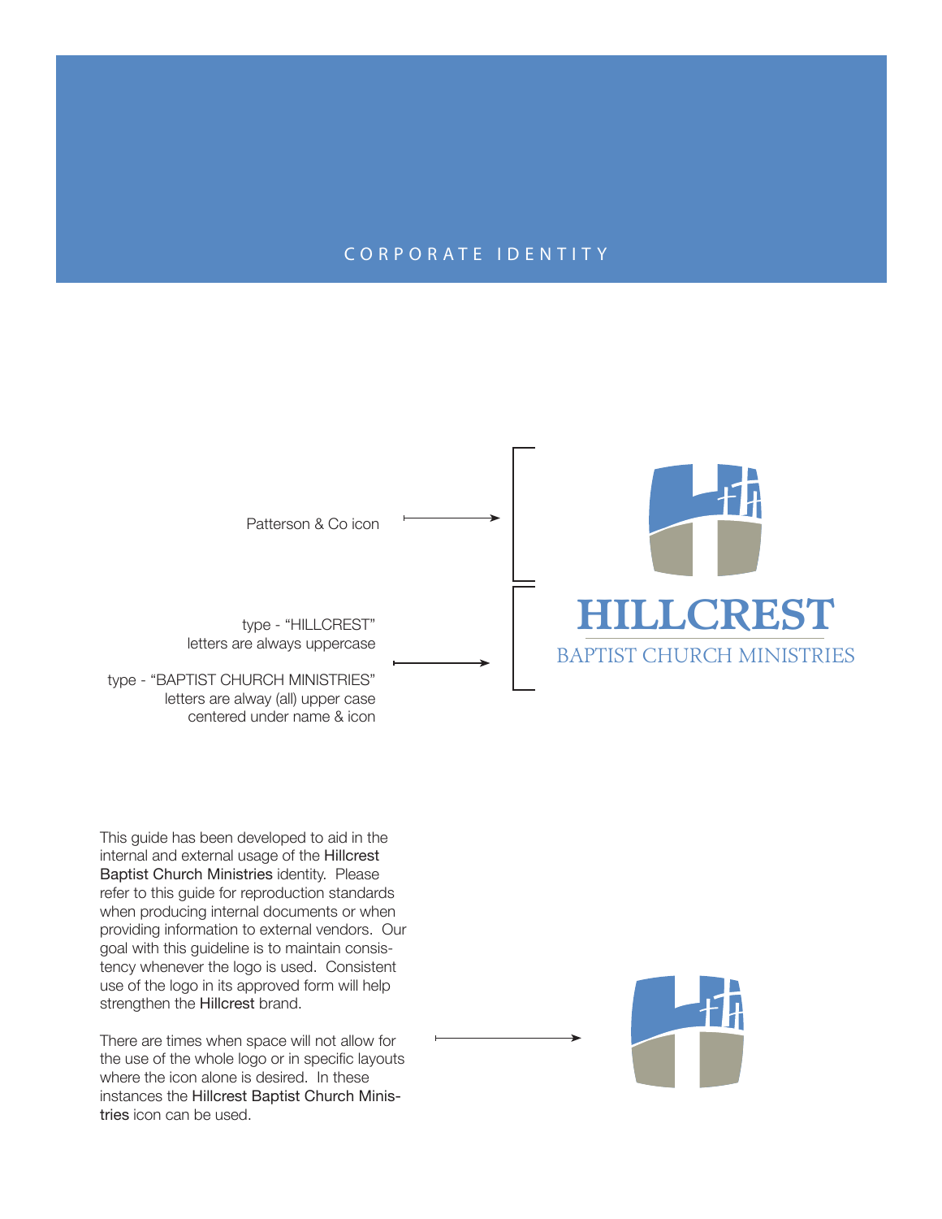# CORPORATE IDENTITY

Patterson & Co icon

type - “HILLCREST” letters are always uppercase

type - “BAPTIST CHURCH MINISTRIES” letters are alway (all) upper case centered under name & icon

HILLCREST

BAPTIST CHURCH MINISTRIES

This guide has been developed to aid in the internal and external usage of the Hillcrest Baptist Church Ministries identity. Please refer to this guide for reproduction standards when producing internal documents or when providing information to external vendors. Our goal with this guideline is to maintain consistency whenever the logo is used. Consistent use of the logo in its approved form will help strengthen the Hillcrest brand.

There are times when space will not allow for the use of the whole logo or in specific layouts where the icon alone is desired. In these instances the Hillcrest Baptist Church Ministries icon can be used.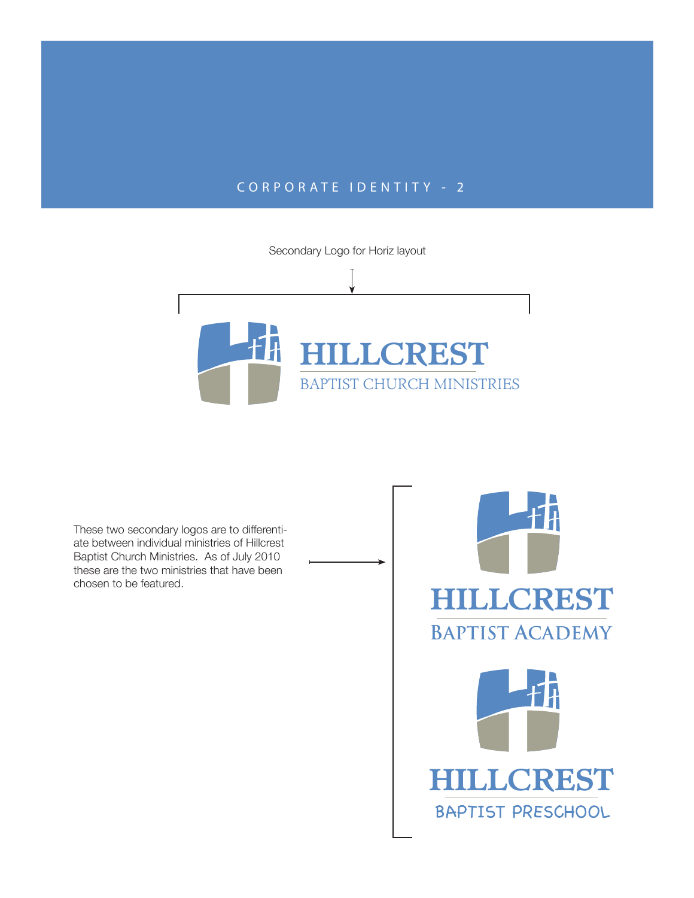# CORPORATE IDENTITY - 2

Secondary Logo for Horiz layout

HILLCREST
BAPTIST CHURCH MINISTRIES

These two secondary logos are to differentiate between individual ministries of Hillcrest Baptist Church Ministries. As of July 2010 these are the two ministries that have been chosen to be featured.

HILLCREST
BAPTIST ACADEMY

HILLCREST
BAPTIST PRESCHOOL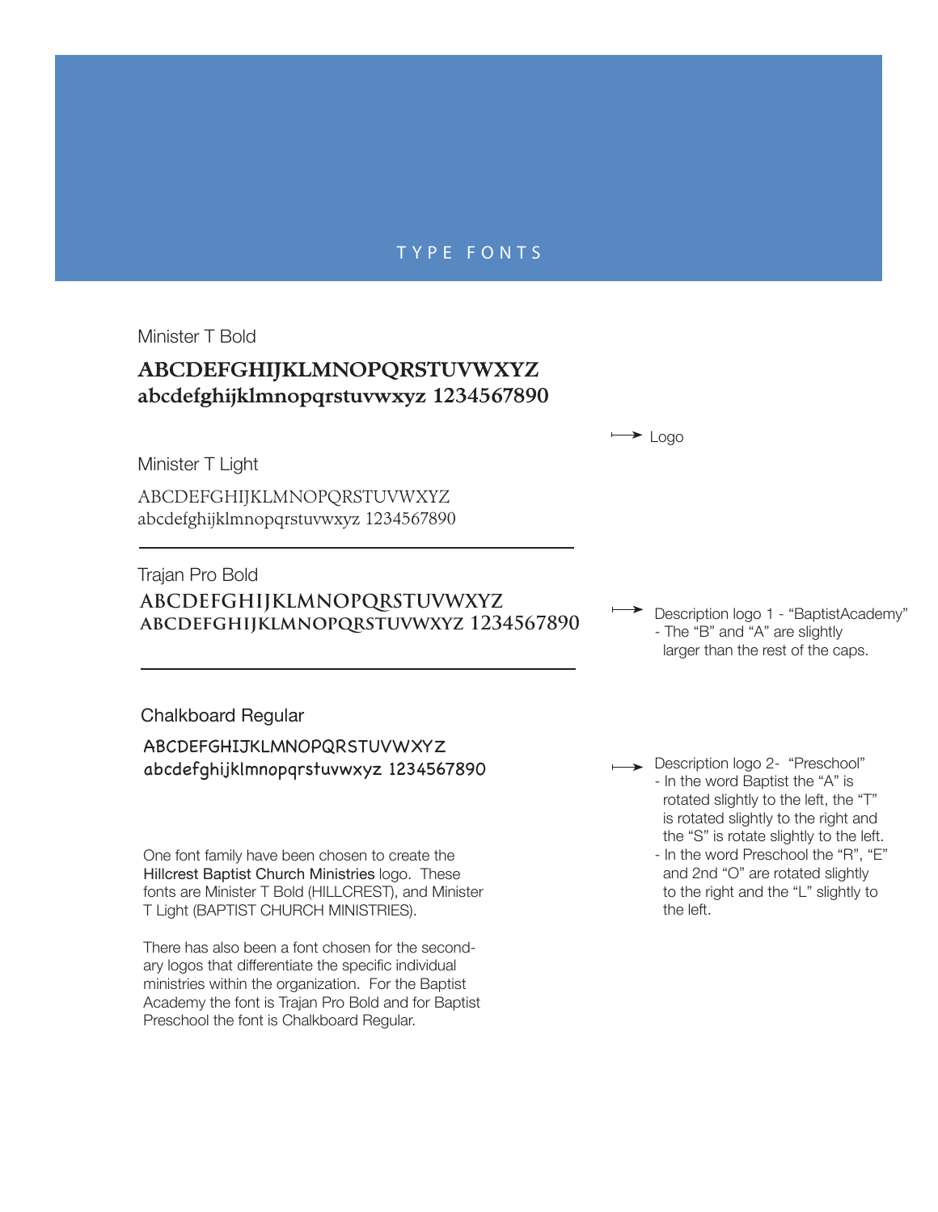# TYPE FONTS

Minister T Bold

**ABCDEFGHIJKLMNOPQRSTUVWXYZ**
**abcdefghijklmnopqrstuvwxyz 1234567890**

→ Logo

Minister T Light

ABCDEFGHIJKLMNOPQRSTUVWXYZ
abcdefghijklmnopqrstuvwxyz 1234567890

---

Trajan Pro Bold

**ABCDEFGHIJKLMNOPQRSTUVWXYZ**
**ABCDEFGHIJKLMNOPQRSTUVWXYZ 1234567890**

→ Description logo 1 - "BaptistAcademy"
- The "B" and "A" are slightly larger than the rest of the caps.

---

Chalkboard Regular

ABCDEFGHIJKLMNOPQRSTUVWXYZ
abcdefghijklmnopqrstuvwxyz 1234567890

→ Description logo 2- "Preschool"
- In the word Baptist the "A" is rotated slightly to the left, the "T" is rotated slightly to the right and the "S" is rotate slightly to the left.
- In the word Preschool the "R", "E" and 2nd "O" are rotated slightly to the right and the "L" slightly to the left.

One font family have been chosen to create the Hillcrest Baptist Church Ministries logo. These fonts are Minister T Bold (HILLCREST), and Minister T Light (BAPTIST CHURCH MINISTRIES).

There has also been a font chosen for the secondary logos that differentiate the specific individual ministries within the organization. For the Baptist Academy the font is Trajan Pro Bold and for Baptist Preschool the font is Chalkboard Regular.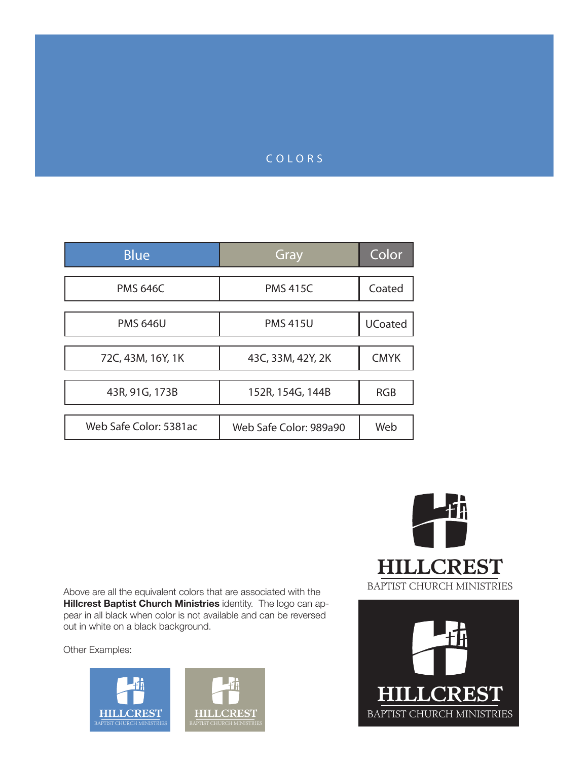# COLORS

| Blue | Gray | Color |
|---|---|---|
| PMS 646C | PMS 415C | Coated |
| PMS 646U | PMS 415U | UCoated |
| 72C, 43M, 16Y, 1K | 43C, 33M, 42Y, 2K | CMYK |
| 43R, 91G, 173B | 152R, 154G, 144B | RGB |
| Web Safe Color: 5381ac | Web Safe Color: 989a90 | Web |

Above are all the equivalent colors that are associated with the **Hillcrest Baptist Church Ministries** identity. The logo can appear in all black when color is not available and can be reversed out in white on a black background.

Other Examples:

HILLCREST
BAPTIST CHURCH MINISTRIES

HILLCREST
BAPTIST CHURCH MINISTRIES

HILLCREST
BAPTIST CHURCH MINISTRIES

HILLCREST
BAPTIST CHURCH MINISTRIES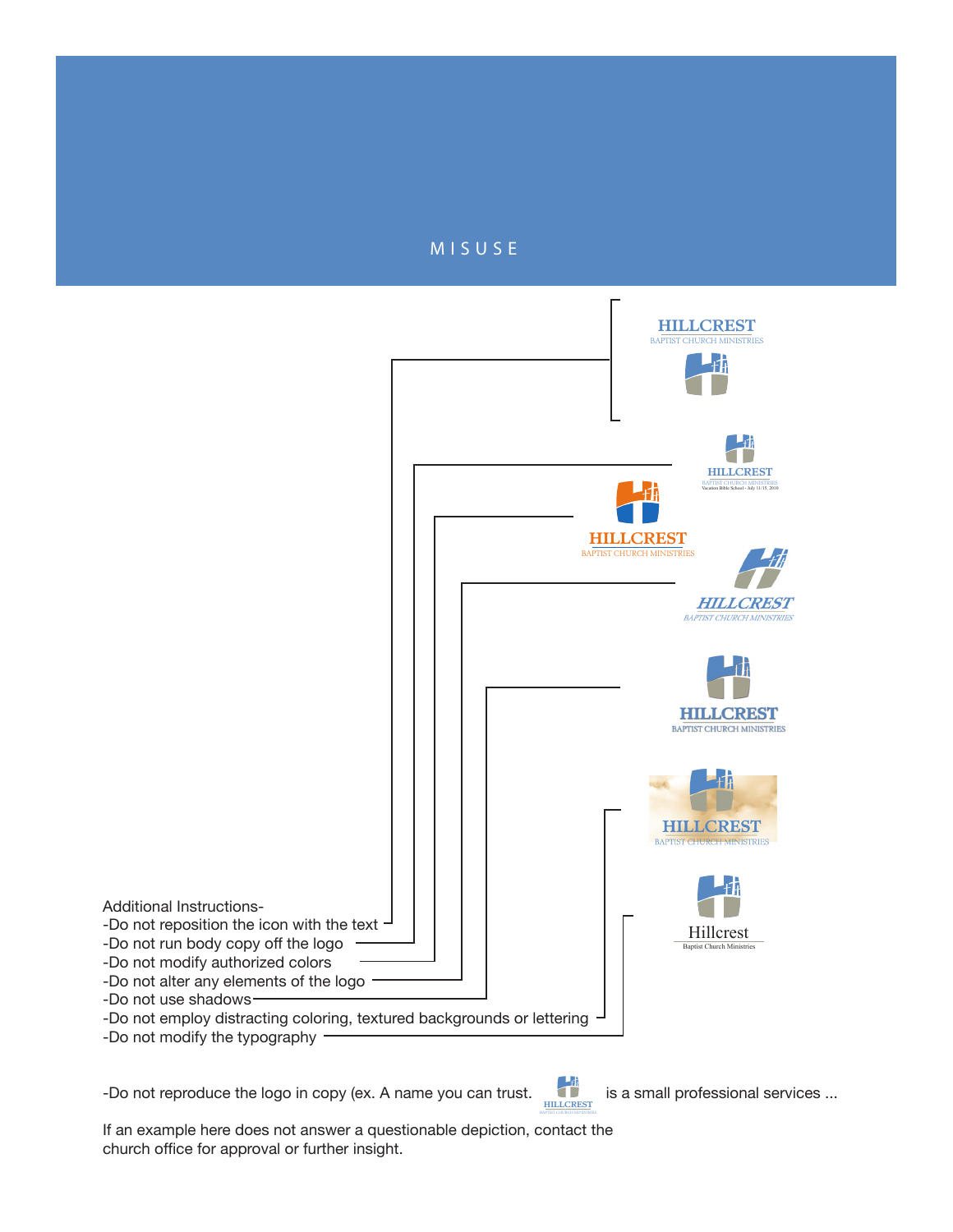# MISUSE

Additional Instructions-

- Do not reposition the icon with the text
- Do not run body copy off the logo
- Do not modify authorized colors
- Do not alter any elements of the logo
- Do not use shadows
- Do not employ distracting coloring, textured backgrounds or lettering
- Do not modify the typography

- Do not reproduce the logo in copy (ex. A name you can trust. [logo] is a small professional services ...

If an example here does not answer a questionable depiction, contact the church office for approval or further insight.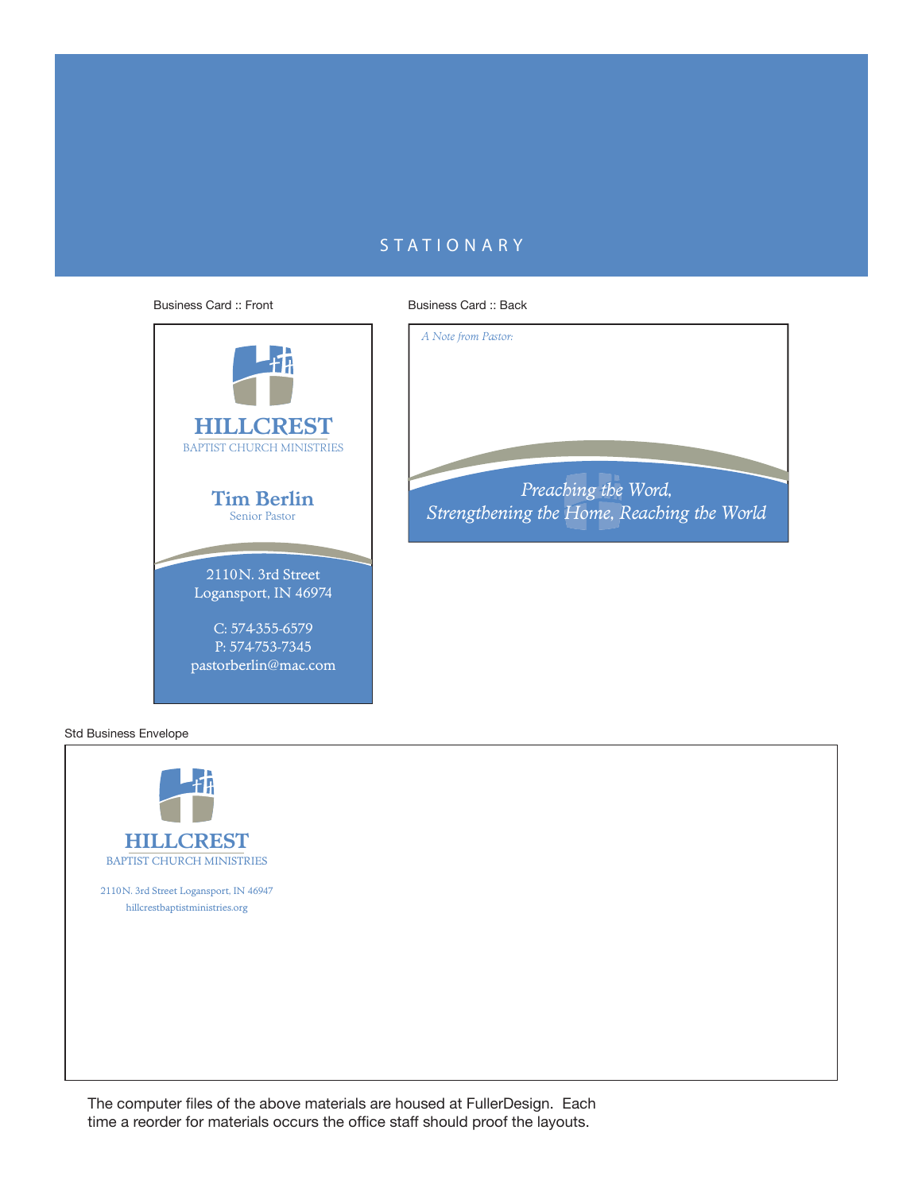# STATIONARY

Business Card :: Front

HILLCREST
BAPTIST CHURCH MINISTRIES

**Tim Berlin**
Senior Pastor

2110N. 3rd Street
Logansport, IN 46974

C: 574-355-6579
P: 574-753-7345
pastorberlin@mac.com

Business Card :: Back

*A Note from Pastor:*

*Preaching the Word,*
*Strengthening the Home, Reaching the World*

Std Business Envelope

HILLCREST
BAPTIST CHURCH MINISTRIES

2110N. 3rd Street Logansport, IN 46947
hillcrestbaptistministries.org

The computer files of the above materials are housed at FullerDesign. Each time a reorder for materials occurs the office staff should proof the layouts.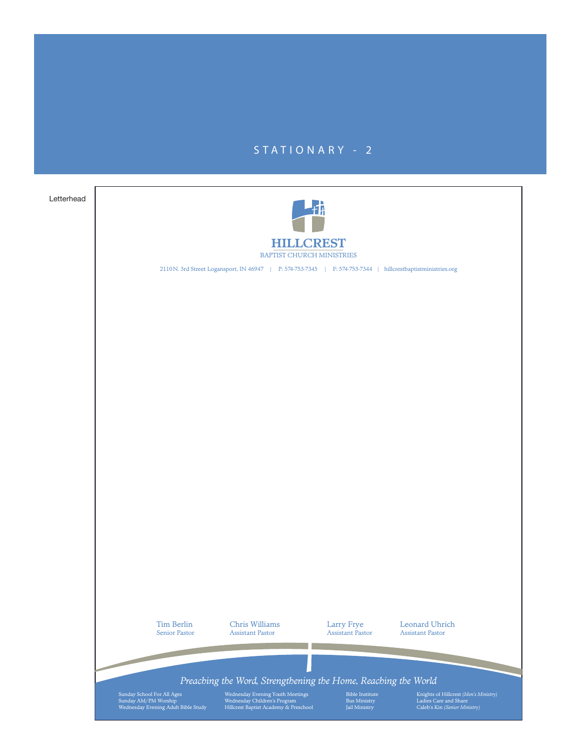# STATIONARY - 2

Letterhead

**HILLCREST**
BAPTIST CHURCH MINISTRIES

2110 N. 3rd Street Logansport, IN 46947 | P: 574-753-7345 | F: 574-753-7344 | hillcrestbaptistministries.org

Tim Berlin
Senior Pastor

Chris Williams
Assistant Pastor

Larry Frye
Assistant Pastor

Leonard Uhrich
Assistant Pastor

*Preaching the Word, Strengthening the Home, Reaching the World*

Sunday School For All Ages
Sunday AM/PM Worship
Wednesday Evening Adult Bible Study

Wednesday Evening Youth Meetings
Wednesday Children's Program
Hillcrest Baptist Academy & Preschool

Bible Institute
Bus Ministry
Jail Ministry

Knights of Hillcrest *(Men's Ministry)*
Ladies Care and Share
Caleb's Kin *(Senior Ministry)*